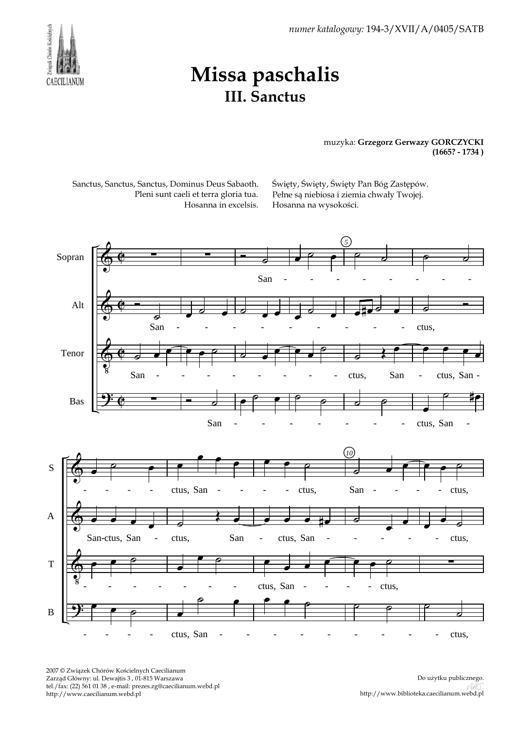*numer katalogowy:* 194-3/XVII/A/0405/SATB

# Missa paschalis

## III. Sanctus

muzyka: **Grzegorz Gerwazy GORCZYCKI**
**(1665? - 1734 )**

Sanctus, Sanctus, Sanctus, Dominus Deus Sabaoth.
Pleni sunt caeli et terra gloria tua.
Hosanna in excelsis.

Święty, Święty, Święty Pan Bóg Zastępów.
Pełne są niebiosa i ziemia chwały Twojej.
Hosanna na wysokości.

2007 © Związek Chórów Kościelnych Caecilianum
Zarząd Główny: ul. Dewajtis 3 , 01-815 Warszawa
tel./fax: (22) 561 01 38 , e-mail: prezes.zg@caecilianum.webd.pl
http://www.caecilianum.webd.pl

Do użytku publicznego.
http://www.biblioteka.caecilianum.webd.pl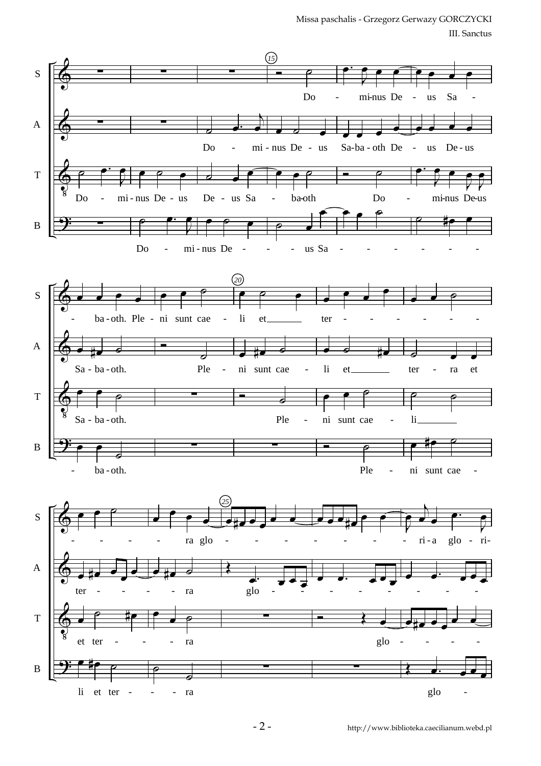**S:** Do - mi-nus De - us Sa - ba - oth. Ple - ni sunt cae - li et ter - - - - - - - - - - - ra glo - - - - - - - - - ri - a glo - ri-

**A:** Do - mi - nus De - us Sa-ba - oth De - us De - us Sa - ba - oth. Ple - ni sunt cae - li et ter - ra et ter - - - - - ra glo - - - - - - - - - -

**T:** Do - mi - nus De - us De - us Sa - ba-oth Do - mi-nus De-us Sa - ba - oth. Ple - ni sunt cae - li et ter - - - ra glo - - - - -

**B:** Do - mi - nus De - - - - us Sa - - - - - - - - ba - oth. Ple - ni sunt cae - li et ter - - - ra glo -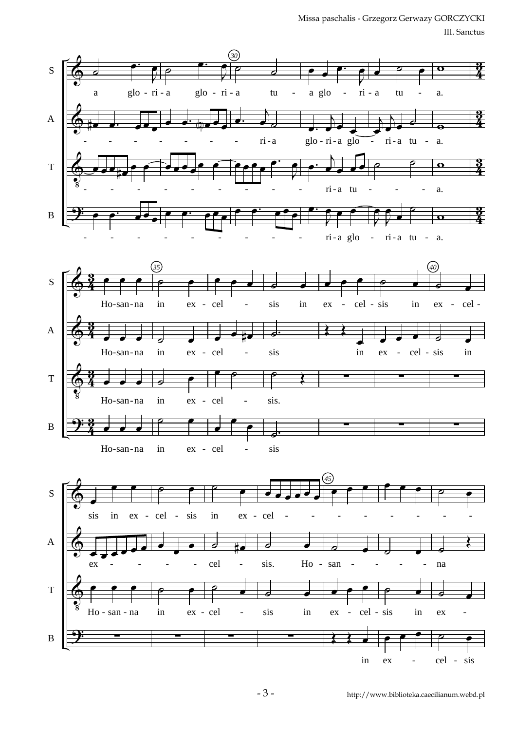S: a glo - ri - a glo - ri - a tu - a glo - ri - a tu - a.

A: - - - - - - - - ri - a glo - ri - a glo - ri - a tu - a.

T: - - - - - - - - - - ri - a tu - - - a.

B: - - - - - - - - - - ri - a glo - ri - a tu - a.

S: Ho-san-na in ex - cel - sis in ex - cel - sis in ex - cel -

A: Ho-san-na in ex - cel - sis in ex - cel - sis in

T: Ho-san-na in ex - cel - sis.

B: Ho-san-na in ex - cel - sis

S: sis in ex - cel - sis in ex - cel - - - - - - - -

A: ex - - - - cel - sis. Ho - san - - - - na

T: Ho - san - na in ex - cel - sis in ex - cel - sis in ex -

B: in ex - cel - sis